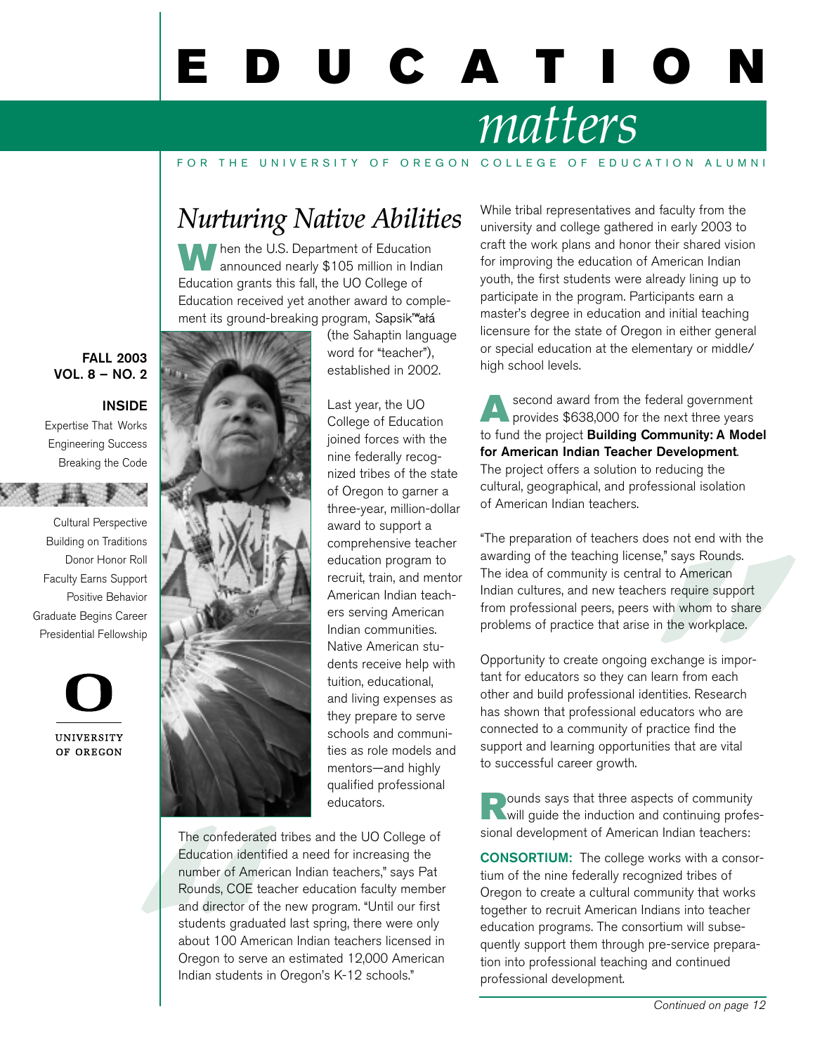# EDUCATION *matters*

FOR THE UNIVERSITY OF OREGON COLLEGE OF EDUCATION ALUMNI

**FALL 2003**
**VOL. 8 – NO. 2**

**INSIDE**

Expertise That Works
Engineering Success
Breaking the Code

Cultural Perspective
Building on Traditions
Donor Honor Roll
Faculty Earns Support
Positive Behavior
Graduate Begins Career
Presidential Fellowship

UNIVERSITY OF OREGON

## *Nurturing Native Abilities*

When the U.S. Department of Education announced nearly $105 million in Indian Education grants this fall, the UO College of Education received yet another award to complement its ground-breaking program, Sapsik'ʷałá (the Sahaptin language word for "teacher"), established in 2002.

Last year, the UO College of Education joined forces with the nine federally recognized tribes of the state of Oregon to garner a three-year, million-dollar award to support a comprehensive teacher education program to recruit, train, and mentor American Indian teachers serving American Indian communities. Native American students receive help with tuition, educational, and living expenses as they prepare to serve schools and communities as role models and mentors—and highly qualified professional educators.

The confederated tribes and the UO College of Education identified a need for increasing the number of American Indian teachers," says Pat Rounds, COE teacher education faculty member and director of the new program. "Until our first students graduated last spring, there were only about 100 American Indian teachers licensed in Oregon to serve an estimated 12,000 American Indian students in Oregon's K-12 schools."

While tribal representatives and faculty from the university and college gathered in early 2003 to craft the work plans and honor their shared vision for improving the education of American Indian youth, the first students were already lining up to participate in the program. Participants earn a master's degree in education and initial teaching licensure for the state of Oregon in either general or special education at the elementary or middle/high school levels.

A second award from the federal government provides $638,000 for the next three years to fund the project **Building Community: A Model for American Indian Teacher Development**. The project offers a solution to reducing the cultural, geographical, and professional isolation of American Indian teachers.

"The preparation of teachers does not end with the awarding of the teaching license," says Rounds. The idea of community is central to American Indian cultures, and new teachers require support from professional peers, peers with whom to share problems of practice that arise in the workplace.

Opportunity to create ongoing exchange is important for educators so they can learn from each other and build professional identities. Research has shown that professional educators who are connected to a community of practice find the support and learning opportunities that are vital to successful career growth.

Rounds says that three aspects of community will guide the induction and continuing professional development of American Indian teachers:

**CONSORTIUM:** The college works with a consortium of the nine federally recognized tribes of Oregon to create a cultural community that works together to recruit American Indians into teacher education programs. The consortium will subsequently support them through pre-service preparation into professional teaching and continued professional development.

*Continued on page 12*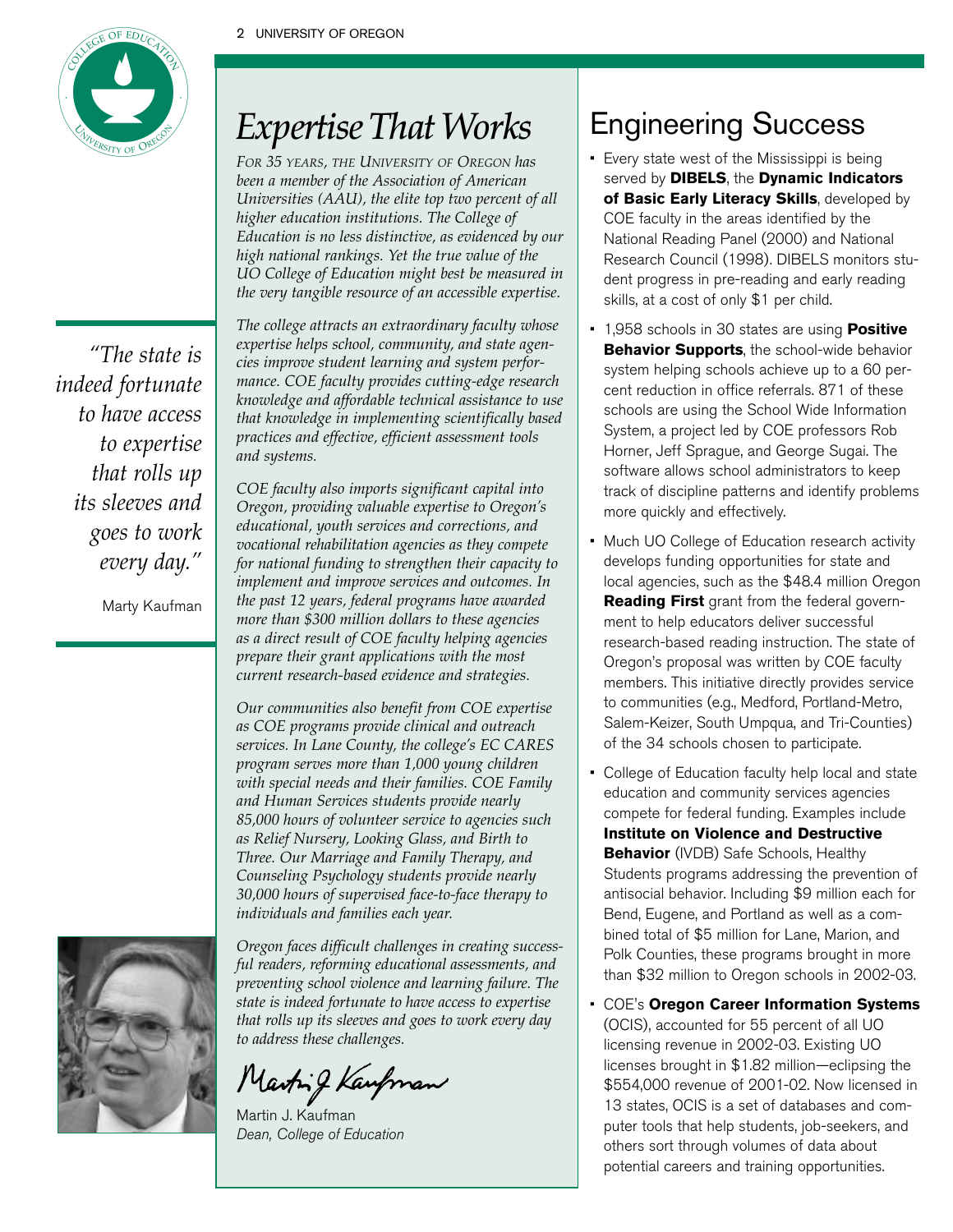# Expertise That Works

*For 35 years, the University of Oregon has been a member of the Association of American Universities (AAU), the elite top two percent of all higher education institutions. The College of Education is no less distinctive, as evidenced by our high national rankings. Yet the true value of the UO College of Education might best be measured in the very tangible resource of an accessible expertise.*

*The college attracts an extraordinary faculty whose expertise helps school, community, and state agencies improve student learning and system performance. COE faculty provides cutting-edge research knowledge and affordable technical assistance to use that knowledge in implementing scientifically based practices and effective, efficient assessment tools and systems.*

*COE faculty also imports significant capital into Oregon, providing valuable expertise to Oregon's educational, youth services and corrections, and vocational rehabilitation agencies as they compete for national funding to strengthen their capacity to implement and improve services and outcomes. In the past 12 years, federal programs have awarded more than $300 million dollars to these agencies as a direct result of COE faculty helping agencies prepare their grant applications with the most current research-based evidence and strategies.*

*Our communities also benefit from COE expertise as COE programs provide clinical and outreach services. In Lane County, the college's EC CARES program serves more than 1,000 young children with special needs and their families. COE Family and Human Services students provide nearly 85,000 hours of volunteer service to agencies such as Relief Nursery, Looking Glass, and Birth to Three. Our Marriage and Family Therapy, and Counseling Psychology students provide nearly 30,000 hours of supervised face-to-face therapy to individuals and families each year.*

*Oregon faces difficult challenges in creating successful readers, reforming educational assessments, and preventing school violence and learning failure. The state is indeed fortunate to have access to expertise that rolls up its sleeves and goes to work every day to address these challenges.*

Martin J. Kaufman
*Dean, College of Education*

> *"The state is indeed fortunate to have access to expertise that rolls up its sleeves and goes to work every day."*
>
> Marty Kaufman

# Engineering Success

- Every state west of the Mississippi is being served by **DIBELS**, the **Dynamic Indicators of Basic Early Literacy Skills**, developed by COE faculty in the areas identified by the National Reading Panel (2000) and National Research Council (1998). DIBELS monitors student progress in pre-reading and early reading skills, at a cost of only $1 per child.
- 1,958 schools in 30 states are using **Positive Behavior Supports**, the school-wide behavior system helping schools achieve up to a 60 percent reduction in office referrals. 871 of these schools are using the School Wide Information System, a project led by COE professors Rob Horner, Jeff Sprague, and George Sugai. The software allows school administrators to keep track of discipline patterns and identify problems more quickly and effectively.
- Much UO College of Education research activity develops funding opportunities for state and local agencies, such as the $48.4 million Oregon **Reading First** grant from the federal government to help educators deliver successful research-based reading instruction. The state of Oregon's proposal was written by COE faculty members. This initiative directly provides service to communities (e.g., Medford, Portland-Metro, Salem-Keizer, South Umpqua, and Tri-Counties) of the 34 schools chosen to participate.
- College of Education faculty help local and state education and community services agencies compete for federal funding. Examples include **Institute on Violence and Destructive Behavior** (IVDB) Safe Schools, Healthy Students programs addressing the prevention of antisocial behavior. Including $9 million each for Bend, Eugene, and Portland as well as a combined total of $5 million for Lane, Marion, and Polk Counties, these programs brought in more than $32 million to Oregon schools in 2002-03.
- COE's **Oregon Career Information Systems** (OCIS), accounted for 55 percent of all UO licensing revenue in 2002-03. Existing UO licenses brought in $1.82 million—eclipsing the $554,000 revenue of 2001-02. Now licensed in 13 states, OCIS is a set of databases and computer tools that help students, job-seekers, and others sort through volumes of data about potential careers and training opportunities.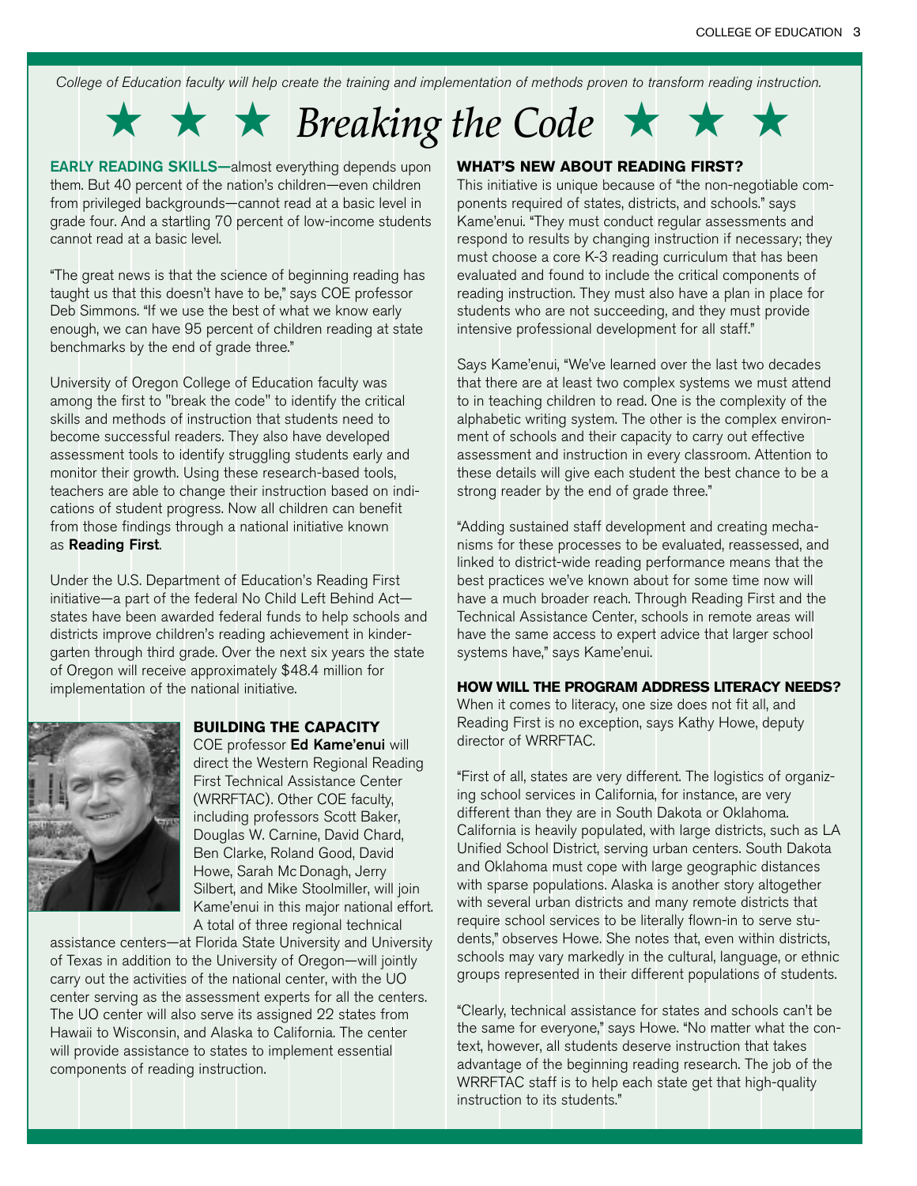*College of Education faculty will help create the training and implementation of methods proven to transform reading instruction.*

# ★ ★ ★ *Breaking the Code* ★ ★ ★

**EARLY READING SKILLS—**almost everything depends upon them. But 40 percent of the nation's children—even children from privileged backgrounds—cannot read at a basic level in grade four. And a startling 70 percent of low-income students cannot read at a basic level.

"The great news is that the science of beginning reading has taught us that this doesn't have to be," says COE professor Deb Simmons. "If we use the best of what we know early enough, we can have 95 percent of children reading at state benchmarks by the end of grade three."

University of Oregon College of Education faculty was among the first to "break the code" to identify the critical skills and methods of instruction that students need to become successful readers. They also have developed assessment tools to identify struggling students early and monitor their growth. Using these research-based tools, teachers are able to change their instruction based on indications of student progress. Now all children can benefit from those findings through a national initiative known as **Reading First**.

Under the U.S. Department of Education's Reading First initiative—a part of the federal No Child Left Behind Act—states have been awarded federal funds to help schools and districts improve children's reading achievement in kindergarten through third grade. Over the next six years the state of Oregon will receive approximately $48.4 million for implementation of the national initiative.

### BUILDING THE CAPACITY

COE professor **Ed Kame'enui** will direct the Western Regional Reading First Technical Assistance Center (WRRFTAC). Other COE faculty, including professors Scott Baker, Douglas W. Carnine, David Chard, Ben Clarke, Roland Good, David Howe, Sarah Mc Donagh, Jerry Silbert, and Mike Stoolmiller, will join Kame'enui in this major national effort. A total of three regional technical assistance centers—at Florida State University and University of Texas in addition to the University of Oregon—will jointly carry out the activities of the national center, with the UO center serving as the assessment experts for all the centers. The UO center will also serve its assigned 22 states from Hawaii to Wisconsin, and Alaska to California. The center will provide assistance to states to implement essential components of reading instruction.

### WHAT'S NEW ABOUT READING FIRST?

This initiative is unique because of "the non-negotiable components required of states, districts, and schools." says Kame'enui. "They must conduct regular assessments and respond to results by changing instruction if necessary; they must choose a core K-3 reading curriculum that has been evaluated and found to include the critical components of reading instruction. They must also have a plan in place for students who are not succeeding, and they must provide intensive professional development for all staff."

Says Kame'enui, "We've learned over the last two decades that there are at least two complex systems we must attend to in teaching children to read. One is the complexity of the alphabetic writing system. The other is the complex environment of schools and their capacity to carry out effective assessment and instruction in every classroom. Attention to these details will give each student the best chance to be a strong reader by the end of grade three."

"Adding sustained staff development and creating mechanisms for these processes to be evaluated, reassessed, and linked to district-wide reading performance means that the best practices we've known about for some time now will have a much broader reach. Through Reading First and the Technical Assistance Center, schools in remote areas will have the same access to expert advice that larger school systems have," says Kame'enui.

### HOW WILL THE PROGRAM ADDRESS LITERACY NEEDS?

When it comes to literacy, one size does not fit all, and Reading First is no exception, says Kathy Howe, deputy director of WRRFTAC.

"First of all, states are very different. The logistics of organizing school services in California, for instance, are very different than they are in South Dakota or Oklahoma. California is heavily populated, with large districts, such as LA Unified School District, serving urban centers. South Dakota and Oklahoma must cope with large geographic distances with sparse populations. Alaska is another story altogether with several urban districts and many remote districts that require school services to be literally flown-in to serve students," observes Howe. She notes that, even within districts, schools may vary markedly in the cultural, language, or ethnic groups represented in their different populations of students.

"Clearly, technical assistance for states and schools can't be the same for everyone," says Howe. "No matter what the context, however, all students deserve instruction that takes advantage of the beginning reading research. The job of the WRRFTAC staff is to help each state get that high-quality instruction to its students."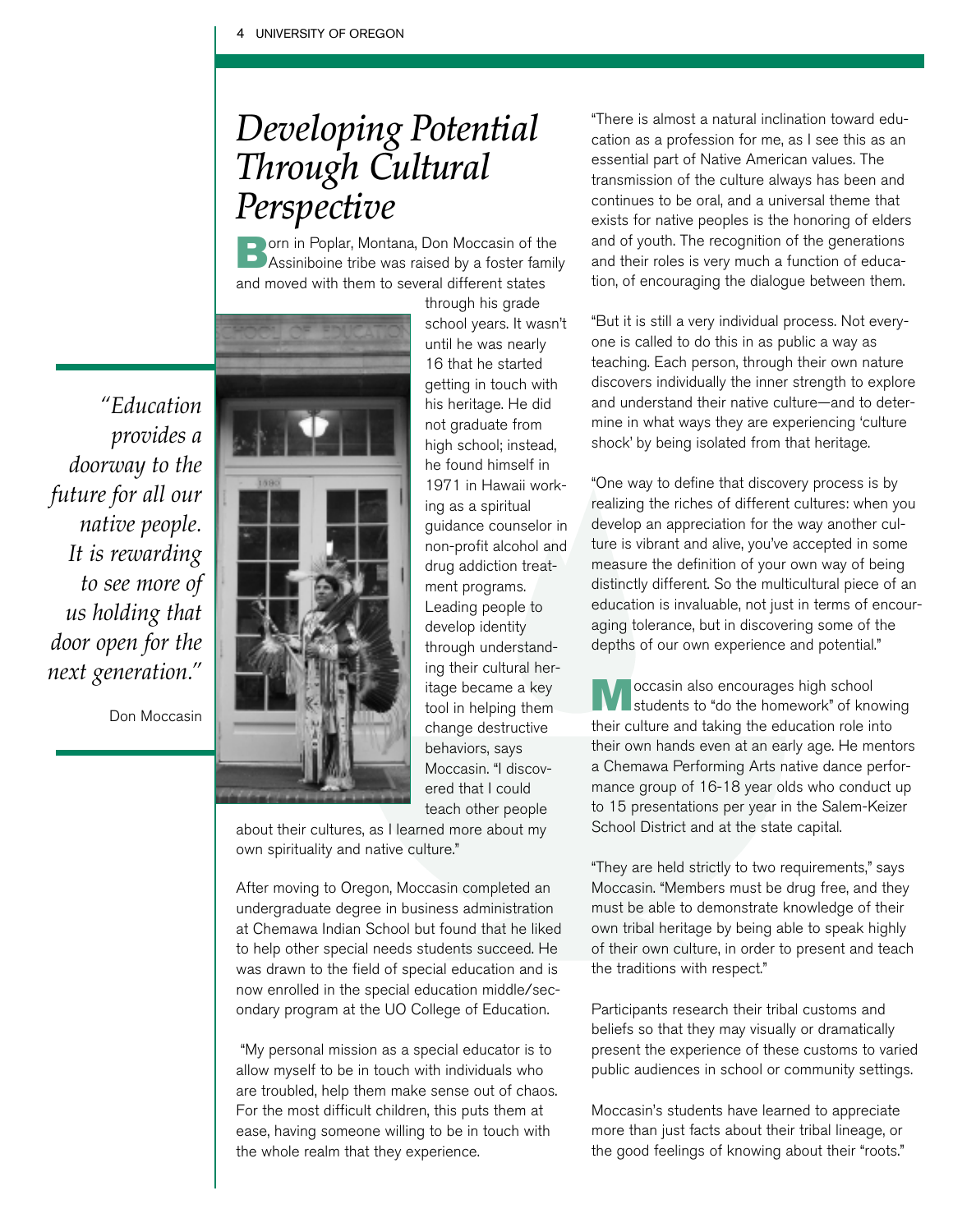# Developing Potential Through Cultural Perspective

Born in Poplar, Montana, Don Moccasin of the Assiniboine tribe was raised by a foster family and moved with them to several different states through his grade school years. It wasn't until he was nearly 16 that he started getting in touch with his heritage. He did not graduate from high school; instead, he found himself in 1971 in Hawaii working as a spiritual guidance counselor in non-profit alcohol and drug addiction treatment programs. Leading people to develop identity through understanding their cultural heritage became a key tool in helping them change destructive behaviors, says Moccasin. "I discovered that I could teach other people about their cultures, as I learned more about my own spirituality and native culture."

> *"Education provides a doorway to the future for all our native people. It is rewarding to see more of us holding that door open for the next generation."*
>
> Don Moccasin

After moving to Oregon, Moccasin completed an undergraduate degree in business administration at Chemawa Indian School but found that he liked to help other special needs students succeed. He was drawn to the field of special education and is now enrolled in the special education middle/secondary program at the UO College of Education.

"My personal mission as a special educator is to allow myself to be in touch with individuals who are troubled, help them make sense out of chaos. For the most difficult children, this puts them at ease, having someone willing to be in touch with the whole realm that they experience.

"There is almost a natural inclination toward education as a profession for me, as I see this as an essential part of Native American values. The transmission of the culture always has been and continues to be oral, and a universal theme that exists for native peoples is the honoring of elders and of youth. The recognition of the generations and their roles is very much a function of education, of encouraging the dialogue between them.

"But it is still a very individual process. Not everyone is called to do this in as public a way as teaching. Each person, through their own nature discovers individually the inner strength to explore and understand their native culture—and to determine in what ways they are experiencing 'culture shock' by being isolated from that heritage.

"One way to define that discovery process is by realizing the riches of different cultures: when you develop an appreciation for the way another culture is vibrant and alive, you've accepted in some measure the definition of your own way of being distinctly different. So the multicultural piece of an education is invaluable, not just in terms of encouraging tolerance, but in discovering some of the depths of our own experience and potential."

Moccasin also encourages high school students to "do the homework" of knowing their culture and taking the education role into their own hands even at an early age. He mentors a Chemawa Performing Arts native dance performance group of 16-18 year olds who conduct up to 15 presentations per year in the Salem-Keizer School District and at the state capital.

"They are held strictly to two requirements," says Moccasin. "Members must be drug free, and they must be able to demonstrate knowledge of their own tribal heritage by being able to speak highly of their own culture, in order to present and teach the traditions with respect."

Participants research their tribal customs and beliefs so that they may visually or dramatically present the experience of these customs to varied public audiences in school or community settings.

Moccasin's students have learned to appreciate more than just facts about their tribal lineage, or the good feelings of knowing about their "roots."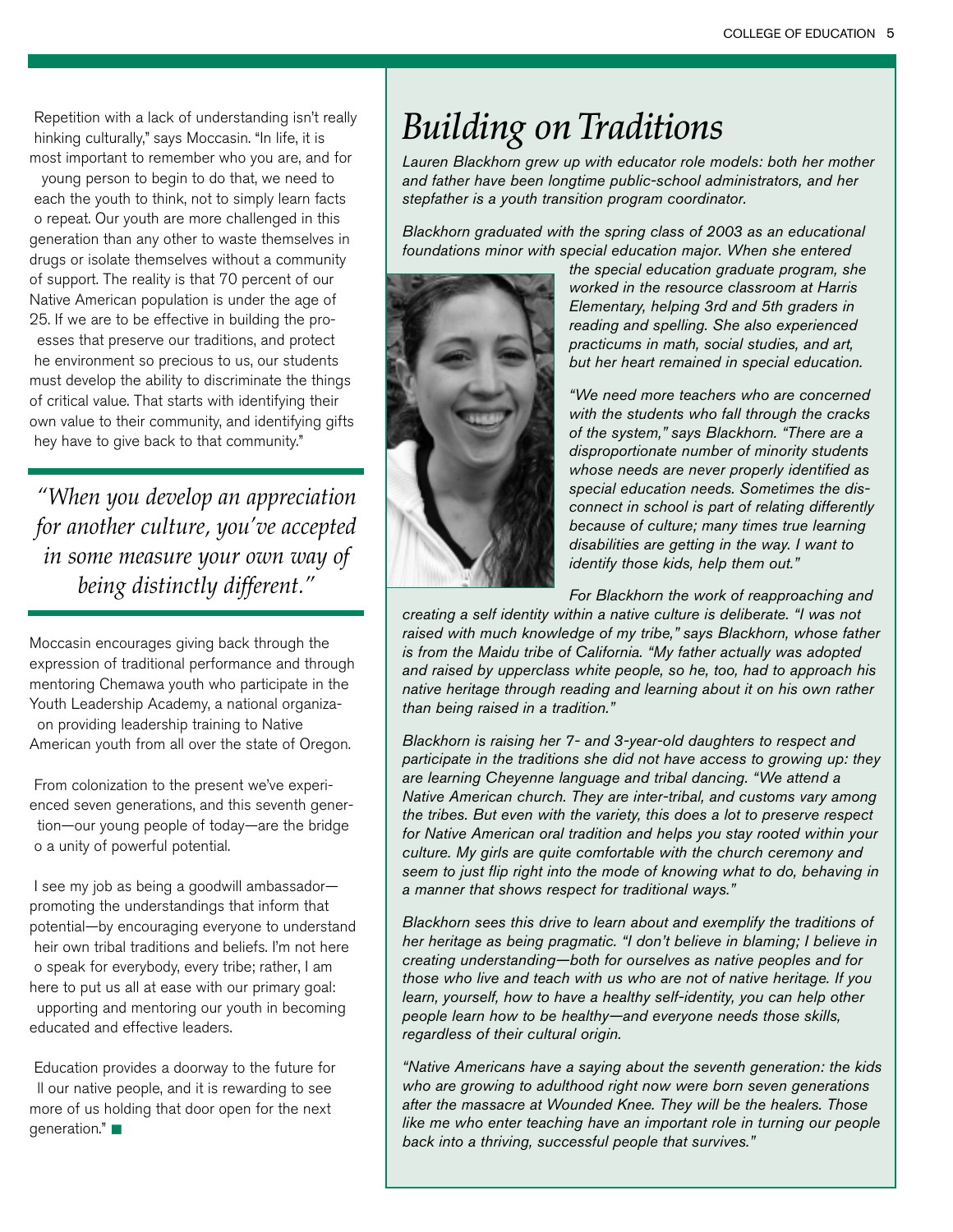Repetition with a lack of understanding isn't really hinking culturally," says Moccasin. "In life, it is most important to remember who you are, and for young person to begin to do that, we need to each the youth to think, not to simply learn facts o repeat. Our youth are more challenged in this generation than any other to waste themselves in drugs or isolate themselves without a community of support. The reality is that 70 percent of our Native American population is under the age of 25. If we are to be effective in building the proesses that preserve our traditions, and protect he environment so precious to us, our students must develop the ability to discriminate the things of critical value. That starts with identifying their own value to their community, and identifying gifts hey have to give back to that community."

> *"When you develop an appreciation for another culture, you've accepted in some measure your own way of being distinctly different."*

Moccasin encourages giving back through the expression of traditional performance and through mentoring Chemawa youth who participate in the Youth Leadership Academy, a national organizaon providing leadership training to Native American youth from all over the state of Oregon.

From colonization to the present we've experienced seven generations, and this seventh genertion—our young people of today—are the bridge o a unity of powerful potential.

I see my job as being a goodwill ambassador—promoting the understandings that inform that potential—by encouraging everyone to understand heir own tribal traditions and beliefs. I'm not here o speak for everybody, every tribe; rather, I am here to put us all at ease with our primary goal: upporting and mentoring our youth in becoming educated and effective leaders.

Education provides a doorway to the future for ll our native people, and it is rewarding to see more of us holding that door open for the next generation." ■

# *Building on Traditions*

*Lauren Blackhorn grew up with educator role models: both her mother and father have been longtime public-school administrators, and her stepfather is a youth transition program coordinator.*

*Blackhorn graduated with the spring class of 2003 as an educational foundations minor with special education major. When she entered the special education graduate program, she worked in the resource classroom at Harris Elementary, helping 3rd and 5th graders in reading and spelling. She also experienced practicums in math, social studies, and art, but her heart remained in special education.*

*"We need more teachers who are concerned with the students who fall through the cracks of the system," says Blackhorn. "There are a disproportionate number of minority students whose needs are never properly identified as special education needs. Sometimes the disconnect in school is part of relating differently because of culture; many times true learning disabilities are getting in the way. I want to identify those kids, help them out."*

*For Blackhorn the work of reapproaching and creating a self identity within a native culture is deliberate. "I was not raised with much knowledge of my tribe," says Blackhorn, whose father is from the Maidu tribe of California. "My father actually was adopted and raised by upperclass white people, so he, too, had to approach his native heritage through reading and learning about it on his own rather than being raised in a tradition."*

*Blackhorn is raising her 7- and 3-year-old daughters to respect and participate in the traditions she did not have access to growing up: they are learning Cheyenne language and tribal dancing. "We attend a Native American church. They are inter-tribal, and customs vary among the tribes. But even with the variety, this does a lot to preserve respect for Native American oral tradition and helps you stay rooted within your culture. My girls are quite comfortable with the church ceremony and seem to just flip right into the mode of knowing what to do, behaving in a manner that shows respect for traditional ways."*

*Blackhorn sees this drive to learn about and exemplify the traditions of her heritage as being pragmatic. "I don't believe in blaming; I believe in creating understanding—both for ourselves as native peoples and for those who live and teach with us who are not of native heritage. If you learn, yourself, how to have a healthy self-identity, you can help other people learn how to be healthy—and everyone needs those skills, regardless of their cultural origin.*

*"Native Americans have a saying about the seventh generation: the kids who are growing to adulthood right now were born seven generations after the massacre at Wounded Knee. They will be the healers. Those like me who enter teaching have an important role in turning our people back into a thriving, successful people that survives."*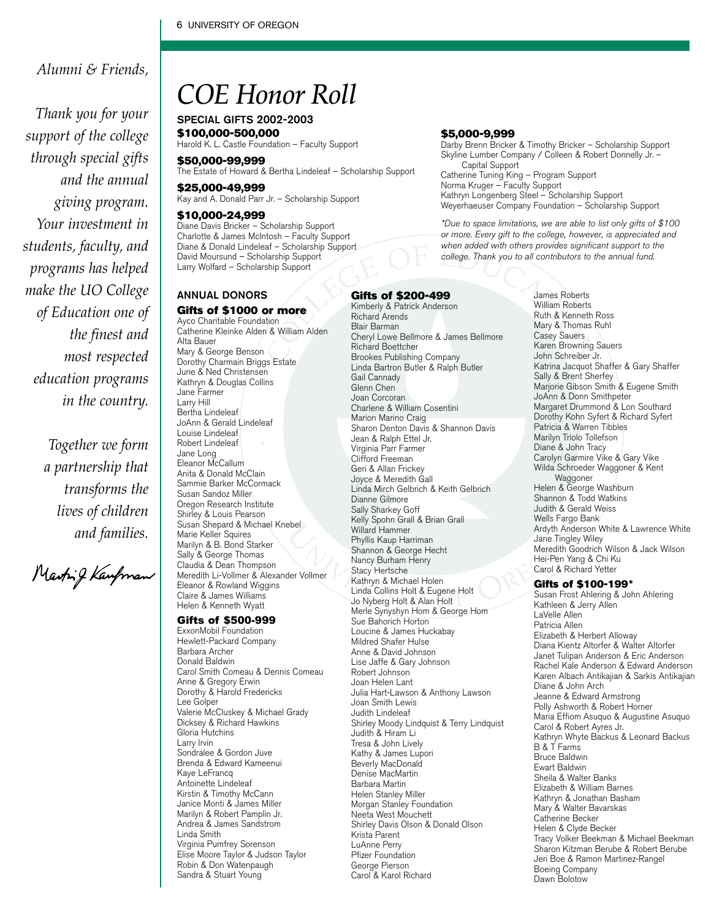*Alumni & Friends,*

*Thank you for your support of the college through special gifts and the annual giving program. Your investment in students, faculty, and programs has helped make the UO College of Education one of the finest and most respected education programs in the country.*

*Together we form a partnership that transforms the lives of children and families.*

*Martin J. Kaufman*

# COE Honor Roll

## SPECIAL GIFTS 2002-2003

### $100,000-500,000

Harold K. L. Castle Foundation – Faculty Support

### $50,000-99,999

The Estate of Howard & Bertha Lindeleaf – Scholarship Support

### $25,000-49,999

Kay and A. Donald Parr Jr. – Scholarship Support

### $10,000-24,999

Diane Davis Bricker – Scholarship Support
Charlotte & James McIntosh – Faculty Support
Diane & Donald Lindeleaf – Scholarship Support
David Moursund – Scholarship Support
Larry Wolfard – Scholarship Support

### $5,000-9,999

Darby Brenn Bricker & Timothy Bricker – Scholarship Support
Skyline Lumber Company / Colleen & Robert Donnelly Jr. – Capital Support
Catherine Tuning King – Program Support
Norma Kruger – Faculty Support
Kathryn Longenberg Steel – Scholarship Support
Weyerhaeuser Company Foundation – Scholarship Support

*\*Due to space limitations, we are able to list only gifts of $100 or more. Every gift to the college, however, is appreciated and when added with others provides significant support to the college. Thank you to all contributors to the annual fund.*

## ANNUAL DONORS

### Gifts of $1000 or more

Ayco Charitable Foundation
Catherine Kleinke Alden & William Alden
Alta Bauer
Mary & George Benson
Dorothy Charmain Briggs Estate
June & Ned Christensen
Kathryn & Douglas Collins
Jane Farmer
Larry Hill
Bertha Lindeleaf
JoAnn & Gerald Lindeleaf
Louise Lindeleaf
Robert Lindeleaf
Jane Long
Eleanor McCallum
Anita & Donald McClain
Sammie Barker McCormack
Susan Sandoz Miller
Oregon Research Institute
Shirley & Louis Pearson
Susan Shepard & Michael Knebel
Marie Keller Squires
Marilyn & B. Bond Starker
Sally & George Thomas
Claudia & Dean Thompson
Meredith Li-Vollmer & Alexander Vollmer
Eleanor & Rowland Wiggins
Claire & James Williams
Helen & Kenneth Wyatt

### Gifts of $500-999

ExxonMobil Foundation
Hewlett-Packard Company
Barbara Archer
Donald Baldwin
Carol Smith Comeau & Dennis Comeau
Anne & Gregory Erwin
Dorothy & Harold Fredericks
Lee Golper
Valerie McCluskey & Michael Grady
Dicksey & Richard Hawkins
Gloria Hutchins
Larry Irvin
Sondralee & Gordon Juve
Brenda & Edward Kameenui
Kaye LeFrancq
Antoinette Lindeleaf
Kirstin & Timothy McCann
Janice Monti & James Miller
Marilyn & Robert Pamplin Jr.
Andrea & James Sandstrom
Linda Smith
Virginia Pumfrey Sorenson
Elise Moore Taylor & Judson Taylor
Robin & Don Watenpaugh
Sandra & Stuart Young

### Gifts of $200-499

Kimberly & Patrick Anderson
Richard Arends
Blair Barman
Cheryl Lowe Bellmore & James Bellmore
Richard Boettcher
Brookes Publishing Company
Linda Bartron Butler & Ralph Butler
Gail Cannady
Glenn Chen
Joan Corcoran
Charlene & William Cosentini
Marion Marino Craig
Sharon Denton Davis & Shannon Davis
Jean & Ralph Ettel Jr.
Virginia Parr Farmer
Clifford Freeman
Geri & Allan Frickey
Joyce & Meredith Gall
Linda Mirch Gelbrich & Keith Gelbrich
Dianne Gilmore
Sally Sharkey Goff
Kelly Spohn Grall & Brian Grall
Willard Hammer
Phyllis Kaup Harriman
Shannon & George Hecht
Nancy Burham Henry
Stacy Hertsche
Kathryn & Michael Holen
Linda Collins Holt & Eugene Holt
Jo Nyberg Holt & Alan Holt
Merle Synyshyn Hom & George Hom
Sue Bahorich Horton
Loucine & James Huckabay
Mildred Shafer Hulse
Anne & David Johnson
Lise Jaffe & Gary Johnson
Robert Johnson
Joan Helen Lant
Julia Hart-Lawson & Anthony Lawson
Joan Smith Lewis
Judith Lindeleaf
Shirley Moody Lindquist & Terry Lindquist
Judith & Hiram Li
Tresa & John Lively
Kathy & James Lupori
Beverly MacDonald
Denise MacMartin
Barbara Martin
Helen Stanley Miller
Morgan Stanley Foundation
Neeta West Mouchett
Shirley Davis Olson & Donald Olson
Krista Parent
LuAnne Perry
Pfizer Foundation
George Pierson
Carol & Karol Richard
James Roberts
William Roberts
Ruth & Kenneth Ross
Mary & Thomas Ruhl
Casey Sauers
Karen Browning Sauers
John Schreiber Jr.
Katrina Jacquot Shaffer & Gary Shaffer
Sally & Brent Sherfey
Marjorie Gibson Smith & Eugene Smith
JoAnn & Donn Smithpeter
Margaret Drummond & Lon Southard
Dorothy Kohn Syfert & Richard Syfert
Patricia & Warren Tibbles
Marilyn Triolo Tollefson
Diane & John Tracy
Carolyn Garmire Vike & Gary Vike
Wilda Schroeder Waggoner & Kent Waggoner
Helen & George Washburn
Shannon & Todd Watkins
Judith & Gerald Weiss
Wells Fargo Bank
Ardyth Anderson White & Lawrence White
Jane Tingley Wiley
Meredith Goodrich Wilson & Jack Wilson
Hei-Pen Yang & Chi Ku
Carol & Richard Yetter

### Gifts of $100-199*

Susan Frost Ahlering & John Ahlering
Kathleen & Jerry Allen
LaVelle Allen
Patricia Allen
Elizabeth & Herbert Alloway
Diana Kientz Altorfer & Walter Altorfer
Janet Tulipan Anderson & Eric Anderson
Rachel Kale Anderson & Edward Anderson
Karen Albach Antikajian & Sarkis Antikajian
Diane & John Arch
Jeanne & Edward Armstrong
Polly Ashworth & Robert Horner
Maria Effiom Asuquo & Augustine Asuquo
Carol & Robert Ayres Jr.
Kathryn Whyte Backus & Leonard Backus
B & T Farms
Bruce Baldwin
Ewart Baldwin
Sheila & Walter Banks
Elizabeth & William Barnes
Kathryn & Jonathan Basham
Mary & Walter Bavarskas
Catherine Becker
Helen & Clyde Becker
Tracy Volker Beekman & Michael Beekman
Sharon Kitzman Berube & Robert Berube
Jeri Boe & Ramon Martinez-Rangel
Boeing Company
Dawn Bolotow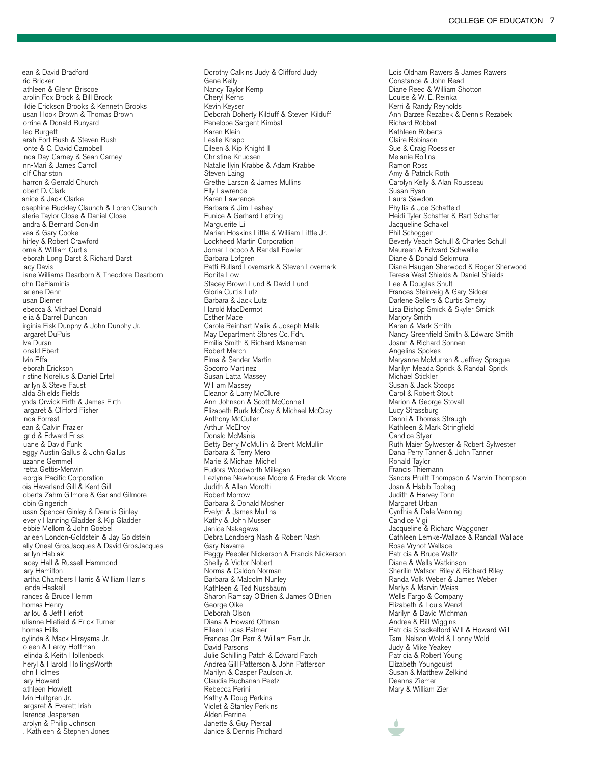ean & David Bradford
ric Bricker
athleen & Glenn Briscoe
arolin Fox Brock & Bill Brock
ildie Erickson Brooks & Kenneth Brooks
usan Hook Brown & Thomas Brown
orrine & Donald Bunyard
leo Burgett
arah Fort Bush & Steven Bush
onte & C. David Campbell
nda Day-Carney & Sean Carney
nn-Mari & James Carroll
olf Charlston
harron & Gerrald Church
obert D. Clark
anice & Jack Clarke
osephine Buckley Claunch & Loren Claunch
alerie Taylor Close & Daniel Close
andra & Bernard Conklin
vea & Gary Cooke
hirley & Robert Crawford
orna & William Curtis
eborah Long Darst & Richard Darst
acy Davis
iane Williams Dearborn & Theodore Dearborn
ohn DeFlaminis
arlene Dehn
usan Diemer
ebecca & Michael Donald
elia & Darrel Duncan
irginia Fisk Dunphy & John Dunphy Jr.
argaret DuPuis
lva Duran
onald Ebert
lvin Effa
eborah Erickson
ristine Norelius & Daniel Ertel
arilyn & Steve Faust
alda Shields Fields
ynda Orwick Firth & James Firth
argaret & Clifford Fisher
nda Forrest
ean & Calvin Frazier
grid & Edward Friss
uane & David Funk
eggy Austin Gallus & John Gallus
uzanne Gemmell
retta Gettis-Merwin
eorgia-Pacific Corporation
ois Haverland Gill & Kent Gill
oberta Zahm Gilmore & Garland Gilmore
obin Gingerich
usan Spencer Ginley & Dennis Ginley
everly Hanning Gladder & Kip Gladder
ebbie Mellom & John Goebel
arleen London-Goldstein & Jay Goldstein
ally Oneal GrosJacques & David GrosJacques
arilyn Habiak
acey Hall & Russell Hammond
ary Hamilton
artha Chambers Harris & William Harris
lenda Haskell
rances & Bruce Hemm
homas Henry
arilou & Jeff Heriot
ulianne Hiefield & Erick Turner
homas Hills
oylinda & Mack Hirayama Jr.
oleen & Leroy Hoffman
elinda & Keith Hollenbeck
heryl & Harold HollingsWorth
ohn Holmes
ary Howard
athleen Howlett
lvin Hultgren Jr.
argaret & Everett Irish
larence Jespersen
arolyn & Philip Johnson
. Kathleen & Stephen Jones

Dorothy Calkins Judy & Clifford Judy
Gene Kelly
Nancy Taylor Kemp
Cheryl Kerns
Kevin Keyser
Deborah Doherty Kilduff & Steven Kilduff
Penelope Sargent Kimball
Karen Klein
Leslie Knapp
Eileen & Kip Knight II
Christine Knudsen
Natalie Ilyin Krabbe & Adam Krabbe
Steven Laing
Grethe Larson & James Mullins
Elly Lawrence
Karen Lawrence
Barbara & Jim Leahey
Eunice & Gerhard Letzing
Marguerite Li
Marian Hoskins Little & William Little Jr.
Lockheed Martin Corporation
Jomar Lococo & Randall Fowler
Barbara Lofgren
Patti Bullard Lovemark & Steven Lovemark
Bonita Low
Stacey Brown Lund & David Lund
Gloria Curtis Lutz
Barbara & Jack Lutz
Harold MacDermot
Esther Mace
Carole Reinhart Malik & Joseph Malik
May Department Stores Co. Fdn.
Emilia Smith & Richard Maneman
Robert March
Elma & Sander Martin
Socorro Martinez
Susan Latta Massey
William Massey
Eleanor & Larry McClure
Ann Johnson & Scott McConnell
Elizabeth Burk McCray & Michael McCray
Anthony McCuller
Arthur McElroy
Donald McManis
Betty Berry McMullin & Brent McMullin
Barbara & Terry Mero
Marie & Michael Michel
Eudora Woodworth Millegan
Lezlynne Newhouse Moore & Frederick Moore
Judith & Allan Morotti
Robert Morrow
Barbara & Donald Mosher
Evelyn & James Mullins
Kathy & John Musser
Janice Nakagawa
Debra Londberg Nash & Robert Nash
Gary Navarre
Peggy Peebler Nickerson & Francis Nickerson
Shelly & Victor Nobert
Norma & Caldon Norman
Barbara & Malcolm Nunley
Kathleen & Ted Nussbaum
Sharon Ramsay O'Brien & James O'Brien
George Oike
Deborah Olson
Diana & Howard Ottman
Eileen Lucas Palmer
Frances Orr Parr & William Parr Jr.
David Parsons
Julie Schilling Patch & Edward Patch
Andrea Gill Patterson & John Patterson
Marilyn & Casper Paulson Jr.
Claudia Buchanan Peetz
Rebecca Perini
Kathy & Doug Perkins
Violet & Stanley Perkins
Alden Perrine
Janette & Guy Piersall
Janice & Dennis Prichard

Lois Oldham Rawers & James Rawers
Constance & John Read
Diane Reed & William Shotton
Louise & W. E. Reinka
Kerri & Randy Reynolds
Ann Barzee Rezabek & Dennis Rezabek
Richard Robbat
Kathleen Roberts
Claire Robinson
Sue & Craig Roessler
Melanie Rollins
Ramon Ross
Amy & Patrick Roth
Carolyn Kelly & Alan Rousseau
Susan Ryan
Laura Sawdon
Phyllis & Joe Schaffeld
Heidi Tyler Schaffer & Bart Schaffer
Jacqueline Schakel
Phil Schoggen
Beverly Veach Schull & Charles Schull
Maureen & Edward Schwallie
Diane & Donald Sekimura
Diane Haugen Sherwood & Roger Sherwood
Teresa West Shields & Daniel Shields
Lee & Douglas Shult
Frances Steinzeig & Gary Sidder
Darlene Sellers & Curtis Smeby
Lisa Bishop Smick & Skyler Smick
Marjory Smith
Karen & Mark Smith
Nancy Greenfield Smith & Edward Smith
Joann & Richard Sonnen
Angelina Spokes
Maryanne McMurren & Jeffrey Sprague
Marilyn Meada Sprick & Randall Sprick
Michael Stickler
Susan & Jack Stoops
Carol & Robert Stout
Marion & George Stovall
Lucy Strassburg
Danni & Thomas Straugh
Kathleen & Mark Stringfield
Candice Styer
Ruth Maier Sylwester & Robert Sylwester
Dana Perry Tanner & John Tanner
Ronald Taylor
Francis Thiemann
Sandra Pruitt Thompson & Marvin Thompson
Joan & Habib Tobbagi
Judith & Harvey Tonn
Margaret Urban
Cynthia & Dale Venning
Candice Vigil
Jacqueline & Richard Waggoner
Cathleen Lemke-Wallace & Randall Wallace
Rose Vryhof Wallace
Patricia & Bruce Waltz
Diane & Wells Watkinson
Sherilin Watson-Riley & Richard Riley
Randa Volk Weber & James Weber
Marlys & Marvin Weiss
Wells Fargo & Company
Elizabeth & Louis Wenzl
Marilyn & David Wichman
Andrea & Bill Wiggins
Patricia Shackelford Will & Howard Will
Tami Nelson Wold & Lonny Wold
Judy & Mike Yeakey
Patricia & Robert Young
Elizabeth Youngquist
Susan & Matthew Zelkind
Deanna Ziemer
Mary & William Zier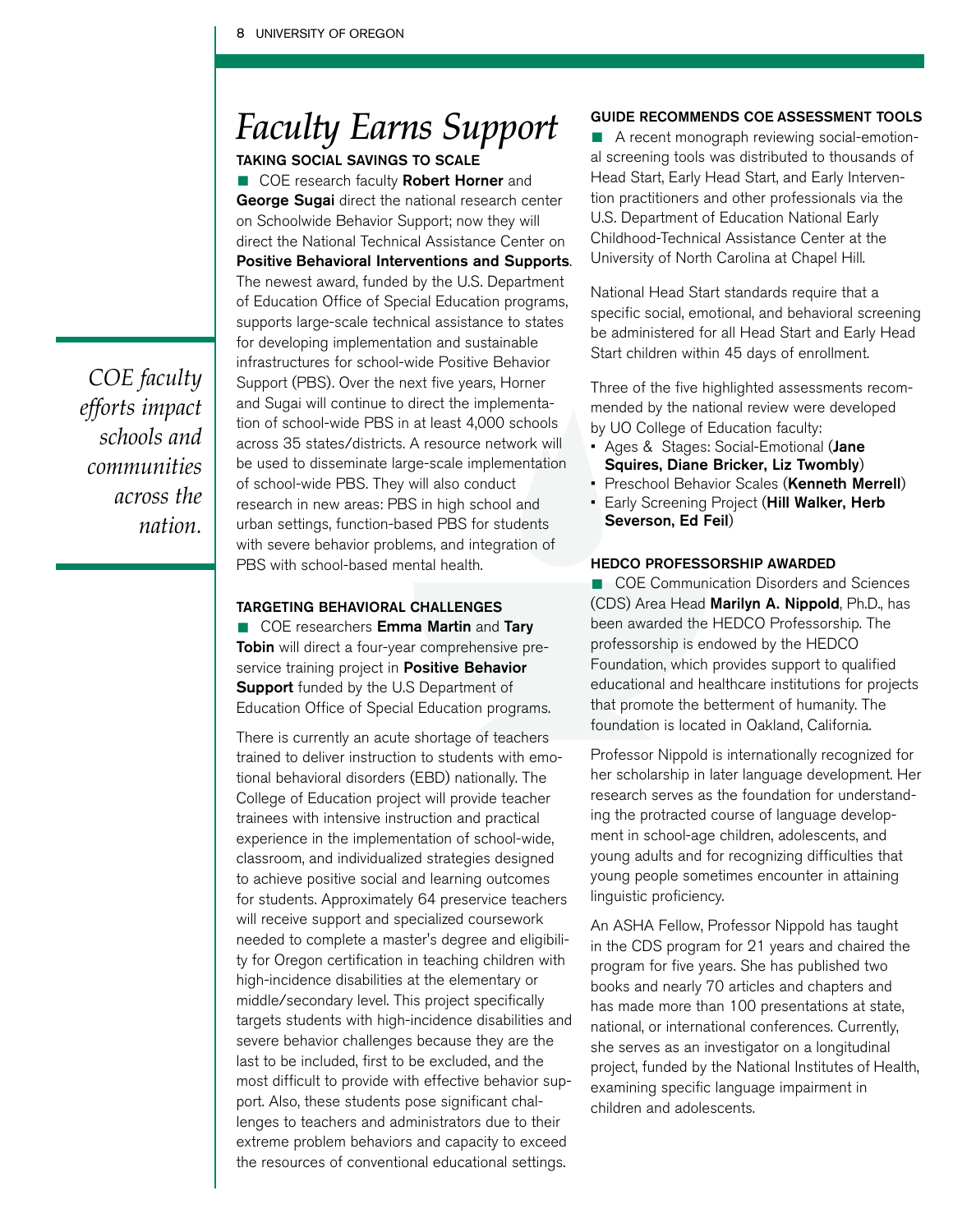# *Faculty Earns Support*

### TAKING SOCIAL SAVINGS TO SCALE

■ COE research faculty **Robert Horner** and **George Sugai** direct the national research center on Schoolwide Behavior Support; now they will direct the National Technical Assistance Center on **Positive Behavioral Interventions and Supports**. The newest award, funded by the U.S. Department of Education Office of Special Education programs, supports large-scale technical assistance to states for developing implementation and sustainable infrastructures for school-wide Positive Behavior Support (PBS). Over the next five years, Horner and Sugai will continue to direct the implementation of school-wide PBS in at least 4,000 schools across 35 states/districts. A resource network will be used to disseminate large-scale implementation of school-wide PBS. They will also conduct research in new areas: PBS in high school and urban settings, function-based PBS for students with severe behavior problems, and integration of PBS with school-based mental health.

*COE faculty efforts impact schools and communities across the nation.*

### TARGETING BEHAVIORAL CHALLENGES

■ COE researchers **Emma Martin** and **Tary Tobin** will direct a four-year comprehensive preservice training project in **Positive Behavior Support** funded by the U.S Department of Education Office of Special Education programs.

There is currently an acute shortage of teachers trained to deliver instruction to students with emotional behavioral disorders (EBD) nationally. The College of Education project will provide teacher trainees with intensive instruction and practical experience in the implementation of school-wide, classroom, and individualized strategies designed to achieve positive social and learning outcomes for students. Approximately 64 preservice teachers will receive support and specialized coursework needed to complete a master's degree and eligibility for Oregon certification in teaching children with high-incidence disabilities at the elementary or middle/secondary level. This project specifically targets students with high-incidence disabilities and severe behavior challenges because they are the last to be included, first to be excluded, and the most difficult to provide with effective behavior support. Also, these students pose significant challenges to teachers and administrators due to their extreme problem behaviors and capacity to exceed the resources of conventional educational settings.

### GUIDE RECOMMENDS COE ASSESSMENT TOOLS

■ A recent monograph reviewing social-emotional screening tools was distributed to thousands of Head Start, Early Head Start, and Early Intervention practitioners and other professionals via the U.S. Department of Education National Early Childhood-Technical Assistance Center at the University of North Carolina at Chapel Hill.

National Head Start standards require that a specific social, emotional, and behavioral screening be administered for all Head Start and Early Head Start children within 45 days of enrollment.

Three of the five highlighted assessments recommended by the national review were developed by UO College of Education faculty:

- Ages & Stages: Social-Emotional (**Jane Squires, Diane Bricker, Liz Twombly**)
- Preschool Behavior Scales (**Kenneth Merrell**)
- Early Screening Project (**Hill Walker, Herb Severson, Ed Feil**)

### HEDCO PROFESSORSHIP AWARDED

■ COE Communication Disorders and Sciences (CDS) Area Head **Marilyn A. Nippold**, Ph.D., has been awarded the HEDCO Professorship. The professorship is endowed by the HEDCO Foundation, which provides support to qualified educational and healthcare institutions for projects that promote the betterment of humanity. The foundation is located in Oakland, California.

Professor Nippold is internationally recognized for her scholarship in later language development. Her research serves as the foundation for understanding the protracted course of language development in school-age children, adolescents, and young adults and for recognizing difficulties that young people sometimes encounter in attaining linguistic proficiency.

An ASHA Fellow, Professor Nippold has taught in the CDS program for 21 years and chaired the program for five years. She has published two books and nearly 70 articles and chapters and has made more than 100 presentations at state, national, or international conferences. Currently, she serves as an investigator on a longitudinal project, funded by the National Institutes of Health, examining specific language impairment in children and adolescents.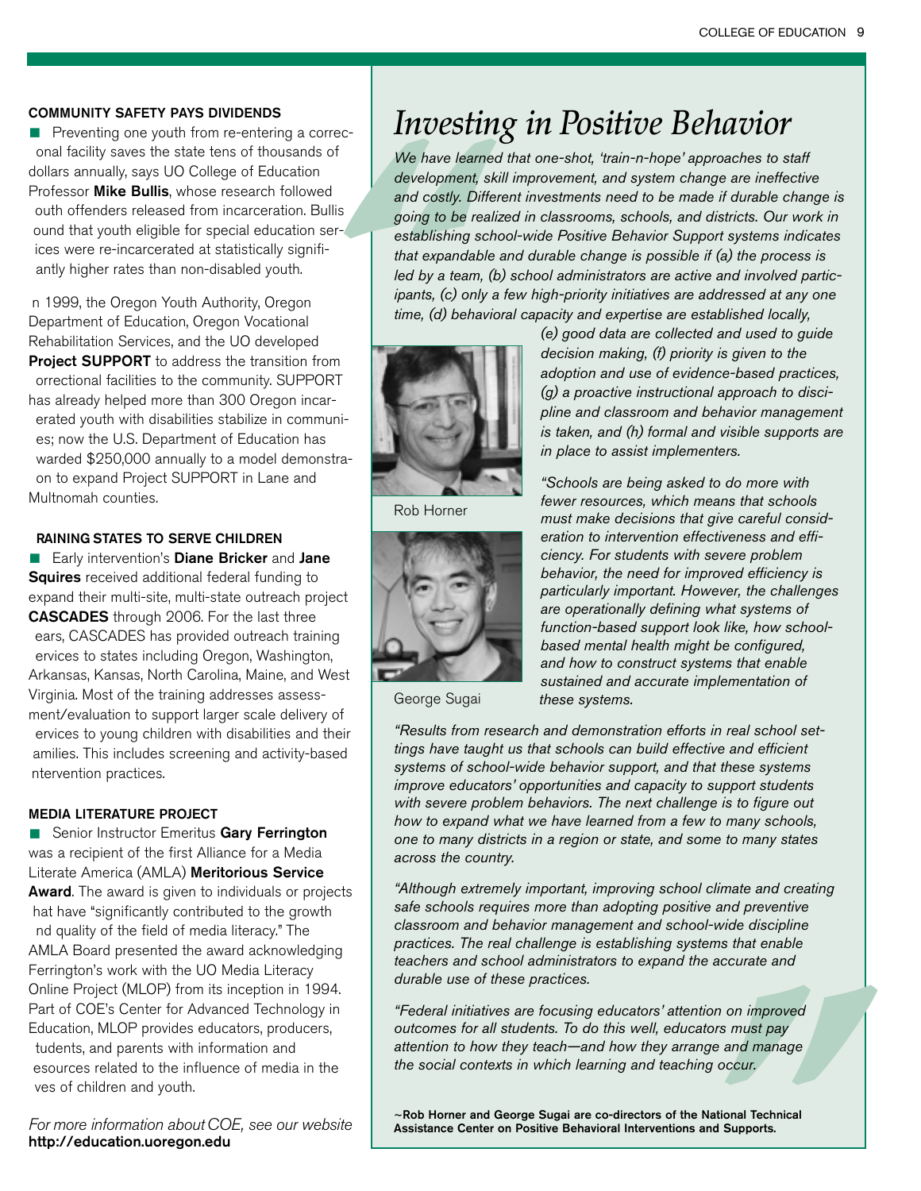### COMMUNITY SAFETY PAYS DIVIDENDS

■ Preventing one youth from re-entering a correc-onal facility saves the state tens of thousands of dollars annually, says UO College of Education Professor **Mike Bullis**, whose research followed outh offenders released from incarceration. Bullis ound that youth eligible for special education ser-ices were re-incarcerated at statistically signifi-antly higher rates than non-disabled youth.

n 1999, the Oregon Youth Authority, Oregon Department of Education, Oregon Vocational Rehabilitation Services, and the UO developed **Project SUPPORT** to address the transition from orrectional facilities to the community. SUPPORT has already helped more than 300 Oregon incar-erated youth with disabilities stabilize in communi-es; now the U.S. Department of Education has warded $250,000 annually to a model demonstra-on to expand Project SUPPORT in Lane and Multnomah counties.

### RAINING STATES TO SERVE CHILDREN

■ Early intervention's **Diane Bricker** and **Jane Squires** received additional federal funding to expand their multi-site, multi-state outreach project **CASCADES** through 2006. For the last three ears, CASCADES has provided outreach training ervices to states including Oregon, Washington, Arkansas, Kansas, North Carolina, Maine, and West Virginia. Most of the training addresses assess-ment/evaluation to support larger scale delivery of ervices to young children with disabilities and their amilies. This includes screening and activity-based ntervention practices.

### MEDIA LITERATURE PROJECT

■ Senior Instructor Emeritus **Gary Ferrington** was a recipient of the first Alliance for a Media Literate America (AMLA) **Meritorious Service Award**. The award is given to individuals or projects hat have "significantly contributed to the growth nd quality of the field of media literacy." The AMLA Board presented the award acknowledging Ferrington's work with the UO Media Literacy Online Project (MLOP) from its inception in 1994. Part of COE's Center for Advanced Technology in Education, MLOP provides educators, producers, tudents, and parents with information and esources related to the influence of media in the ves of children and youth.

*For more information about COE, see our website* **http://education.uoregon.edu**

# *Investing in Positive Behavior*

*We have learned that one-shot, 'train-n-hope' approaches to staff development, skill improvement, and system change are ineffective and costly. Different investments need to be made if durable change is going to be realized in classrooms, schools, and districts. Our work in establishing school-wide Positive Behavior Support systems indicates that expandable and durable change is possible if (a) the process is led by a team, (b) school administrators are active and involved participants, (c) only a few high-priority initiatives are addressed at any one time, (d) behavioral capacity and expertise are established locally, (e) good data are collected and used to guide decision making, (f) priority is given to the adoption and use of evidence-based practices, (g) a proactive instructional approach to discipline and classroom and behavior management is taken, and (h) formal and visible supports are in place to assist implementers.*

Rob Horner

George Sugai

*"Schools are being asked to do more with fewer resources, which means that schools must make decisions that give careful consideration to intervention effectiveness and efficiency. For students with severe problem behavior, the need for improved efficiency is particularly important. However, the challenges are operationally defining what systems of function-based support look like, how school-based mental health might be configured, and how to construct systems that enable sustained and accurate implementation of these systems.*

*"Results from research and demonstration efforts in real school settings have taught us that schools can build effective and efficient systems of school-wide behavior support, and that these systems improve educators' opportunities and capacity to support students with severe problem behaviors. The next challenge is to figure out how to expand what we have learned from a few to many schools, one to many districts in a region or state, and some to many states across the country.*

*"Although extremely important, improving school climate and creating safe schools requires more than adopting positive and preventive classroom and behavior management and school-wide discipline practices. The real challenge is establishing systems that enable teachers and school administrators to expand the accurate and durable use of these practices.*

*"Federal initiatives are focusing educators' attention on improved outcomes for all students. To do this well, educators must pay attention to how they teach—and how they arrange and manage the social contexts in which learning and teaching occur.*

**~Rob Horner and George Sugai are co-directors of the National Technical Assistance Center on Positive Behavioral Interventions and Supports.**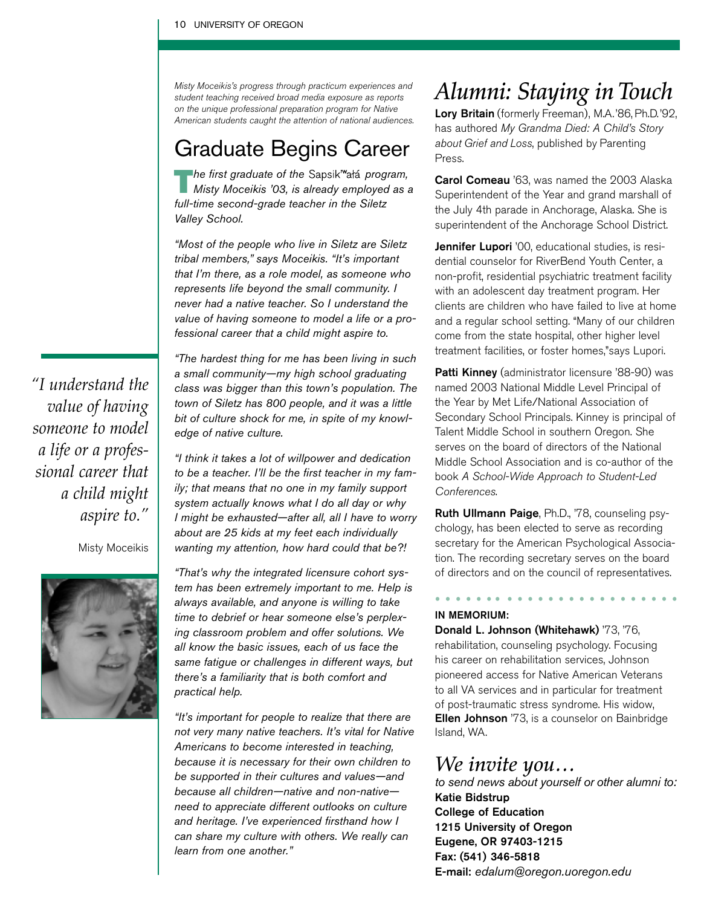*Misty Moceikis's progress through practicum experiences and student teaching received broad media exposure as reports on the unique professional preparation program for Native American students caught the attention of national audiences.*

## Graduate Begins Career

*The first graduate of the Sapsikʷałá program, Misty Moceikis '03, is already employed as a full-time second-grade teacher in the Siletz Valley School.*

*"Most of the people who live in Siletz are Siletz tribal members," says Moceikis. "It's important that I'm there, as a role model, as someone who represents life beyond the small community. I never had a native teacher. So I understand the value of having someone to model a life or a professional career that a child might aspire to.*

*"The hardest thing for me has been living in such a small community—my high school graduating class was bigger than this town's population. The town of Siletz has 800 people, and it was a little bit of culture shock for me, in spite of my knowledge of native culture.*

*"I think it takes a lot of willpower and dedication to be a teacher. I'll be the first teacher in my family; that means that no one in my family support system actually knows what I do all day or why I might be exhausted—after all, all I have to worry about are 25 kids at my feet each individually wanting my attention, how hard could that be?!*

*"That's why the integrated licensure cohort system has been extremely important to me. Help is always available, and anyone is willing to take time to debrief or hear someone else's perplexing classroom problem and offer solutions. We all know the basic issues, each of us face the same fatigue or challenges in different ways, but there's a familiarity that is both comfort and practical help.*

*"It's important for people to realize that there are not very many native teachers. It's vital for Native Americans to become interested in teaching, because it is necessary for their own children to be supported in their cultures and values—and because all children—native and non-native—need to appreciate different outlooks on culture and heritage. I've experienced firsthand how I can share my culture with others. We really can learn from one another."*

> *"I understand the value of having someone to model a life or a professional career that a child might aspire to."*
>
> Misty Moceikis

# *Alumni: Staying in Touch*

**Lory Britain** (formerly Freeman), M.A.'86, Ph.D.'92, has authored *My Grandma Died: A Child's Story about Grief and Loss*, published by Parenting Press.

**Carol Comeau** '63, was named the 2003 Alaska Superintendent of the Year and grand marshall of the July 4th parade in Anchorage, Alaska. She is superintendent of the Anchorage School District.

**Jennifer Lupori** '00, educational studies, is residential counselor for RiverBend Youth Center, a non-profit, residential psychiatric treatment facility with an adolescent day treatment program. Her clients are children who have failed to live at home and a regular school setting. "Many of our children come from the state hospital, other higher level treatment facilities, or foster homes,"says Lupori.

**Patti Kinney** (administrator licensure '88-90) was named 2003 National Middle Level Principal of the Year by Met Life/National Association of Secondary School Principals. Kinney is principal of Talent Middle School in southern Oregon. She serves on the board of directors of the National Middle School Association and is co-author of the book *A School-Wide Approach to Student-Led Conferences*.

**Ruth Ullmann Paige**, Ph.D., '78, counseling psychology, has been elected to serve as recording secretary for the American Psychological Association. The recording secretary serves on the board of directors and on the council of representatives.

**IN MEMORIUM:**

**Donald L. Johnson (Whitehawk)** '73, '76, rehabilitation, counseling psychology. Focusing his career on rehabilitation services, Johnson pioneered access for Native American Veterans to all VA services and in particular for treatment of post-traumatic stress syndrome. His widow, **Ellen Johnson** '73, is a counselor on Bainbridge Island, WA.

# *We invite you…*

*to send news about yourself or other alumni to:*

**Katie Bidstrup**
**College of Education**
**1215 University of Oregon**
**Eugene, OR 97403-1215**
**Fax: (541) 346-5818**
**E-mail:** *edalum@oregon.uoregon.edu*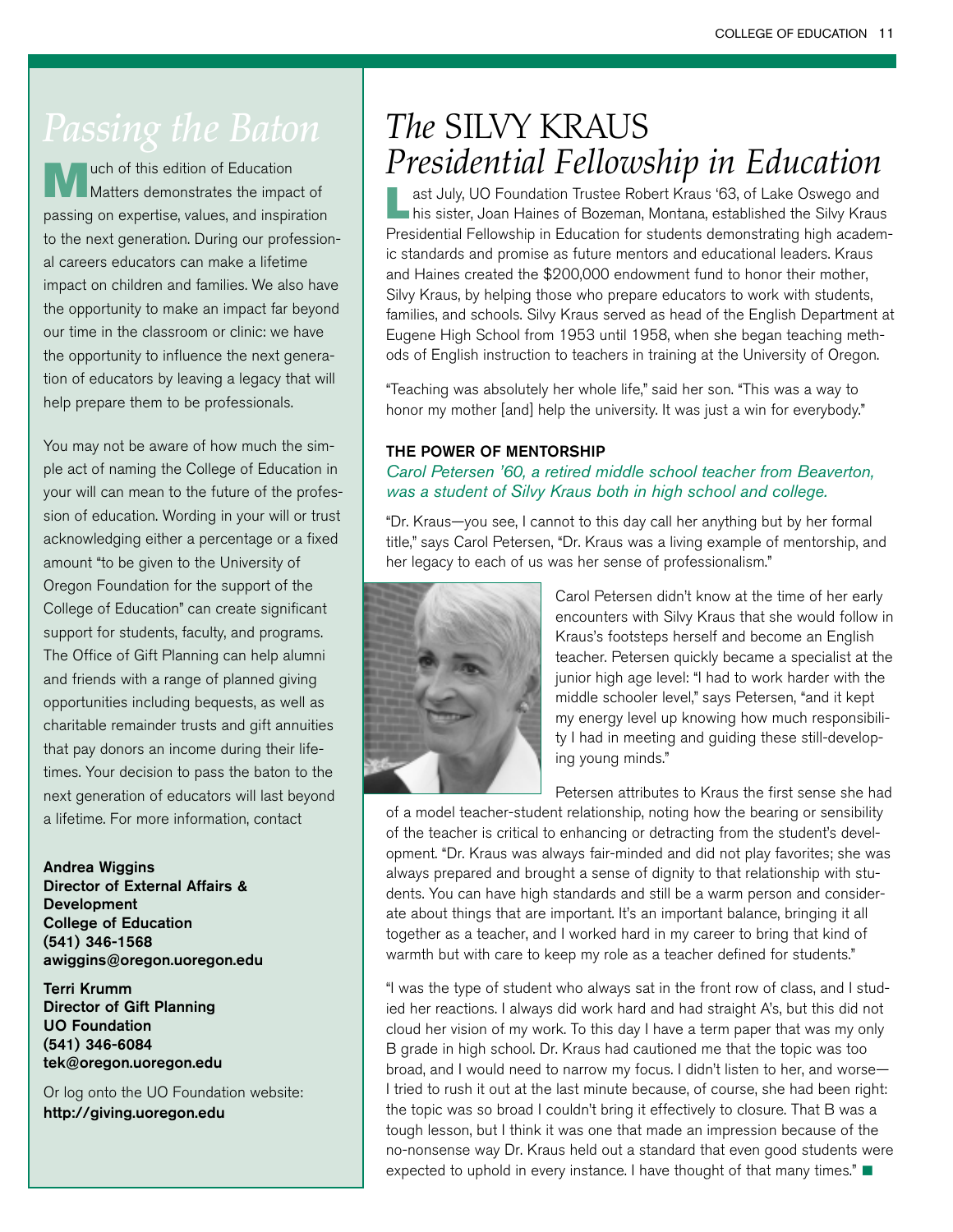# Passing the Baton

Much of this edition of Education Matters demonstrates the impact of passing on expertise, values, and inspiration to the next generation. During our professional careers educators can make a lifetime impact on children and families. We also have the opportunity to make an impact far beyond our time in the classroom or clinic: we have the opportunity to influence the next generation of educators by leaving a legacy that will help prepare them to be professionals.

You may not be aware of how much the simple act of naming the College of Education in your will can mean to the future of the profession of education. Wording in your will or trust acknowledging either a percentage or a fixed amount "to be given to the University of Oregon Foundation for the support of the College of Education" can create significant support for students, faculty, and programs. The Office of Gift Planning can help alumni and friends with a range of planned giving opportunities including bequests, as well as charitable remainder trusts and gift annuities that pay donors an income during their lifetimes. Your decision to pass the baton to the next generation of educators will last beyond a lifetime. For more information, contact

**Andrea Wiggins**
**Director of External Affairs & Development**
**College of Education**
**(541) 346-1568**
**awiggins@oregon.uoregon.edu**

**Terri Krumm**
**Director of Gift Planning**
**UO Foundation**
**(541) 346-6084**
**tek@oregon.uoregon.edu**

Or log onto the UO Foundation website:
**http://giving.uoregon.edu**

# *The* SILVY KRAUS *Presidential Fellowship in Education*

Last July, UO Foundation Trustee Robert Kraus '63, of Lake Oswego and his sister, Joan Haines of Bozeman, Montana, established the Silvy Kraus Presidential Fellowship in Education for students demonstrating high academic standards and promise as future mentors and educational leaders. Kraus and Haines created the $200,000 endowment fund to honor their mother, Silvy Kraus, by helping those who prepare educators to work with students, families, and schools. Silvy Kraus served as head of the English Department at Eugene High School from 1953 until 1958, when she began teaching methods of English instruction to teachers in training at the University of Oregon.

"Teaching was absolutely her whole life," said her son. "This was a way to honor my mother [and] help the university. It was just a win for everybody."

### THE POWER OF MENTORSHIP

*Carol Petersen '60, a retired middle school teacher from Beaverton, was a student of Silvy Kraus both in high school and college.*

"Dr. Kraus—you see, I cannot to this day call her anything but by her formal title," says Carol Petersen, "Dr. Kraus was a living example of mentorship, and her legacy to each of us was her sense of professionalism."

Carol Petersen didn't know at the time of her early encounters with Silvy Kraus that she would follow in Kraus's footsteps herself and become an English teacher. Petersen quickly became a specialist at the junior high age level: "I had to work harder with the middle schooler level," says Petersen, "and it kept my energy level up knowing how much responsibility I had in meeting and guiding these still-developing young minds."

Petersen attributes to Kraus the first sense she had of a model teacher-student relationship, noting how the bearing or sensibility of the teacher is critical to enhancing or detracting from the student's development. "Dr. Kraus was always fair-minded and did not play favorites; she was always prepared and brought a sense of dignity to that relationship with students. You can have high standards and still be a warm person and considerate about things that are important. It's an important balance, bringing it all together as a teacher, and I worked hard in my career to bring that kind of warmth but with care to keep my role as a teacher defined for students."

"I was the type of student who always sat in the front row of class, and I studied her reactions. I always did work hard and had straight A's, but this did not cloud her vision of my work. To this day I have a term paper that was my only B grade in high school. Dr. Kraus had cautioned me that the topic was too broad, and I would need to narrow my focus. I didn't listen to her, and worse—I tried to rush it out at the last minute because, of course, she had been right: the topic was so broad I couldn't bring it effectively to closure. That B was a tough lesson, but I think it was one that made an impression because of the no-nonsense way Dr. Kraus held out a standard that even good students were expected to uphold in every instance. I have thought of that many times." ■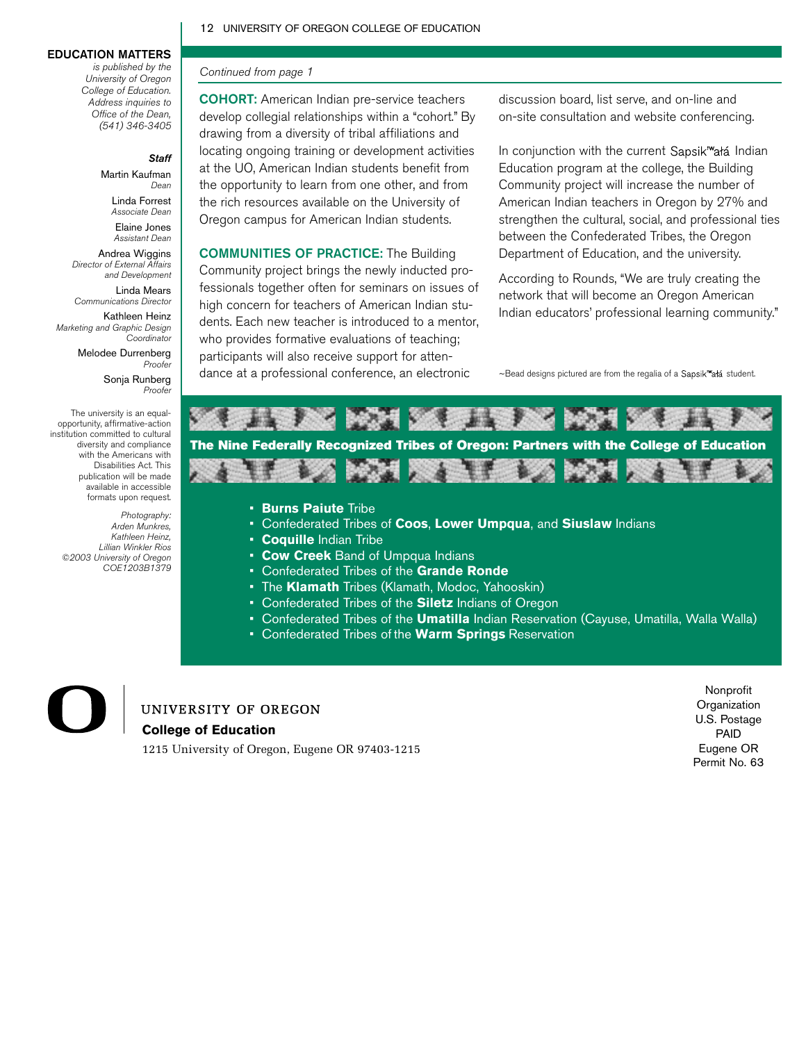**EDUCATION MATTERS**

*is published by the University of Oregon College of Education. Address inquiries to Office of the Dean, (541) 346-3405*

***Staff***

Martin Kaufman
*Dean*

Linda Forrest
*Associate Dean*

Elaine Jones
*Assistant Dean*

Andrea Wiggins
*Director of External Affairs and Development*

Linda Mears
*Communications Director*

Kathleen Heinz
*Marketing and Graphic Design Coordinator*

Melodee Durrenberg
*Proofer*

Sonja Runberg
*Proofer*

The university is an equal-opportunity, affirmative-action institution committed to cultural diversity and compliance with the Americans with Disabilities Act. This publication will be made available in accessible formats upon request.

*Photography: Arden Munkres, Kathleen Heinz, Lillian Winkler Rios*
*©2003 University of Oregon*
*COE1203B1379*

*Continued from page 1*

**COHORT:** American Indian pre-service teachers develop collegial relationships within a "cohort." By drawing from a diversity of tribal affiliations and locating ongoing training or development activities at the UO, American Indian students benefit from the opportunity to learn from one other, and from the rich resources available on the University of Oregon campus for American Indian students.

**COMMUNITIES OF PRACTICE:** The Building Community project brings the newly inducted professionals together often for seminars on issues of high concern for teachers of American Indian students. Each new teacher is introduced to a mentor, who provides formative evaluations of teaching; participants will also receive support for attendance at a professional conference, an electronic discussion board, list serve, and on-line and on-site consultation and website conferencing.

In conjunction with the current Sapsikʷałá Indian Education program at the college, the Building Community project will increase the number of American Indian teachers in Oregon by 27% and strengthen the cultural, social, and professional ties between the Confederated Tribes, the Oregon Department of Education, and the university.

According to Rounds, "We are truly creating the network that will become an Oregon American Indian educators' professional learning community."

~Bead designs pictured are from the regalia of a Sapsikʷałá student.

## The Nine Federally Recognized Tribes of Oregon: Partners with the College of Education

- **Burns Paiute** Tribe
- Confederated Tribes of **Coos**, **Lower Umpqua**, and **Siuslaw** Indians
- **Coquille** Indian Tribe
- **Cow Creek** Band of Umpqua Indians
- Confederated Tribes of the **Grande Ronde**
- The **Klamath** Tribes (Klamath, Modoc, Yahooskin)
- Confederated Tribes of the **Siletz** Indians of Oregon
- Confederated Tribes of the **Umatilla** Indian Reservation (Cayuse, Umatilla, Walla Walla)
- Confederated Tribes of the **Warm Springs** Reservation

UNIVERSITY OF OREGON
**College of Education**
1215 University of Oregon, Eugene OR 97403-1215

Nonprofit Organization
U.S. Postage
PAID
Eugene OR
Permit No. 63